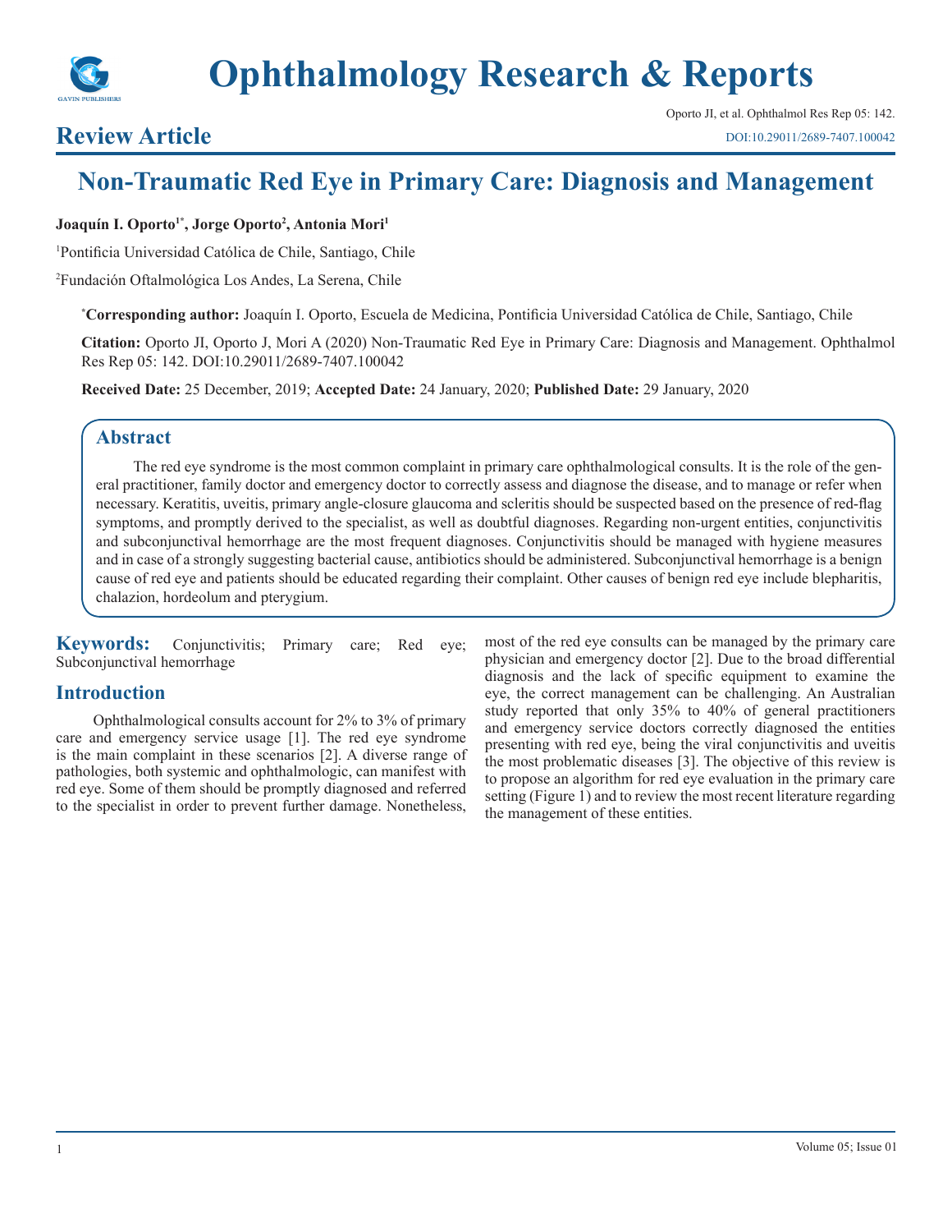# Review Article

# Non-Traumatic Red Eye in Primary Care: Diagnosis and Management

**Joaquín I. Oporto[1*], Jorge Oporto[2], Antonia Mori[1]**

[1]Pontificia Universidad Católica de Chile, Santiago, Chile

[2]Fundación Oftalmológica Los Andes, La Serena, Chile

**[*]Corresponding author:** Joaquín I. Oporto, Escuela de Medicina, Pontificia Universidad Católica de Chile, Santiago, Chile

**Citation:** Oporto JI, Oporto J, Mori A (2020) Non-Traumatic Red Eye in Primary Care: Diagnosis and Management. Ophthalmol Res Rep 05: 142. DOI:10.29011/2689-7407.100042

**Received Date:** 25 December, 2019; **Accepted Date:** 24 January, 2020; **Published Date:** 29 January, 2020

## Abstract

The red eye syndrome is the most common complaint in primary care ophthalmological consults. It is the role of the general practitioner, family doctor and emergency doctor to correctly assess and diagnose the disease, and to manage or refer when necessary. Keratitis, uveitis, primary angle-closure glaucoma and scleritis should be suspected based on the presence of red-flag symptoms, and promptly derived to the specialist, as well as doubtful diagnoses. Regarding non-urgent entities, conjunctivitis and subconjunctival hemorrhage are the most frequent diagnoses. Conjunctivitis should be managed with hygiene measures and in case of a strongly suggesting bacterial cause, antibiotics should be administered. Subconjunctival hemorrhage is a benign cause of red eye and patients should be educated regarding their complaint. Other causes of benign red eye include blepharitis, chalazion, hordeolum and pterygium.

**Keywords:** Conjunctivitis; Primary care; Red eye; Subconjunctival hemorrhage

## Introduction

Ophthalmological consults account for 2% to 3% of primary care and emergency service usage [1]. The red eye syndrome is the main complaint in these scenarios [2]. A diverse range of pathologies, both systemic and ophthalmologic, can manifest with red eye. Some of them should be promptly diagnosed and referred to the specialist in order to prevent further damage. Nonetheless, most of the red eye consults can be managed by the primary care physician and emergency doctor [2]. Due to the broad differential diagnosis and the lack of specific equipment to examine the eye, the correct management can be challenging. An Australian study reported that only 35% to 40% of general practitioners and emergency service doctors correctly diagnosed the entities presenting with red eye, being the viral conjunctivitis and uveitis the most problematic diseases [3]. The objective of this review is to propose an algorithm for red eye evaluation in the primary care setting (Figure 1) and to review the most recent literature regarding the management of these entities.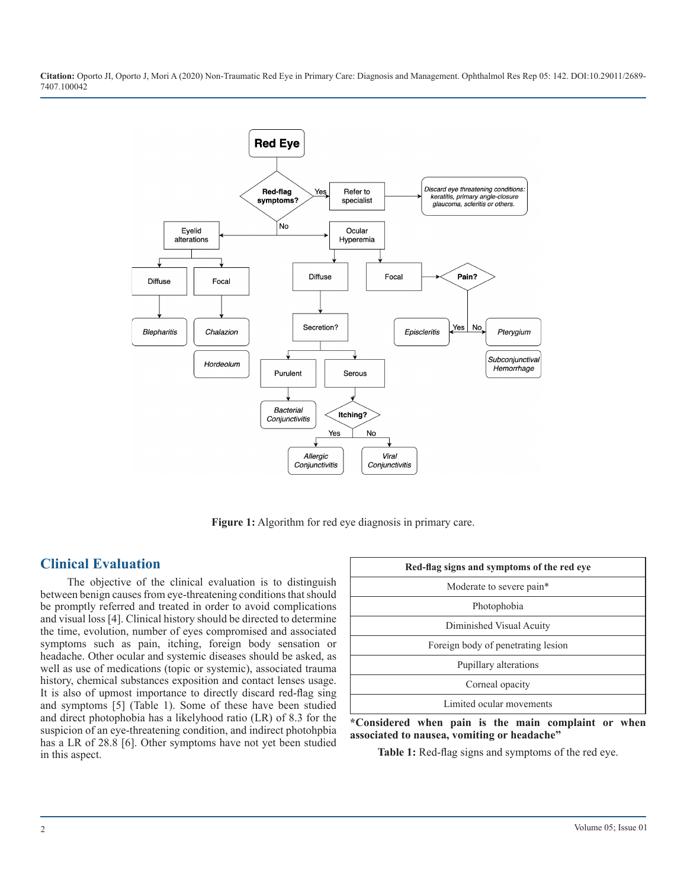Figure 1: Algorithm for red eye diagnosis in primary care.

## Clinical Evaluation

The objective of the clinical evaluation is to distinguish between benign causes from eye-threatening conditions that should be promptly referred and treated in order to avoid complications and visual loss [4]. Clinical history should be directed to determine the time, evolution, number of eyes compromised and associated symptoms such as pain, itching, foreign body sensation or headache. Other ocular and systemic diseases should be asked, as well as use of medications (topic or systemic), associated trauma history, chemical substances exposition and contact lenses usage. It is also of upmost importance to directly discard red-flag sing and symptoms [5] (Table 1). Some of these have been studied and direct photophobia has a likelyhood ratio (LR) of 8.3 for the suspicion of an eye-threatening condition, and indirect photohpbia has a LR of 28.8 [6]. Other symptoms have not yet been studied in this aspect.

| Red-flag signs and symptoms of the red eye |
|---|
| Moderate to severe pain* |
| Photophobia |
| Diminished Visual Acuity |
| Foreign body of penetrating lesion |
| Pupillary alterations |
| Corneal opacity |
| Limited ocular movements |

**\*Considered when pain is the main complaint or when associated to nausea, vomiting or headache"**

**Table 1:** Red-flag signs and symptoms of the red eye.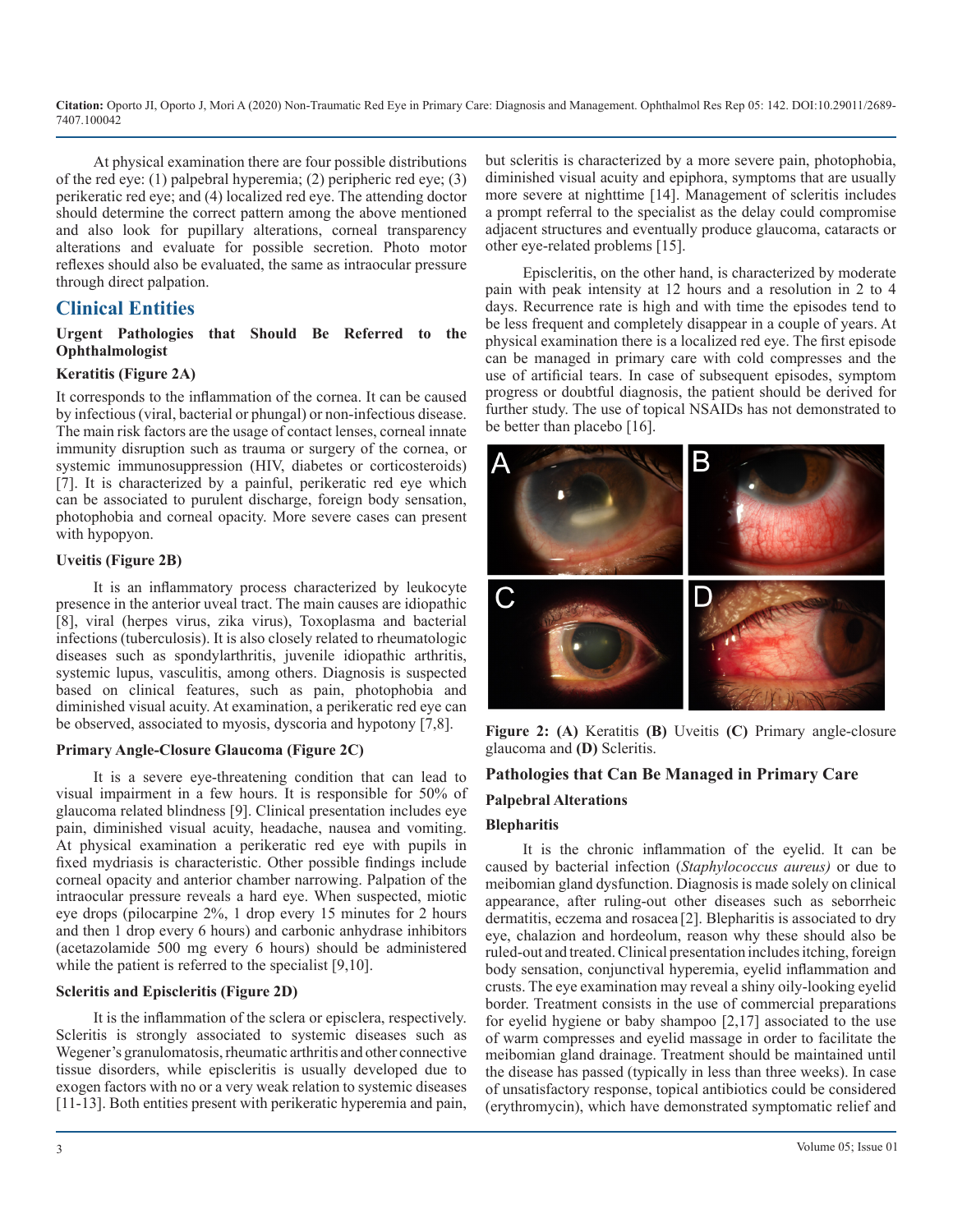At physical examination there are four possible distributions of the red eye: (1) palpebral hyperemia; (2) peripheric red eye; (3) perikeratic red eye; and (4) localized red eye. The attending doctor should determine the correct pattern among the above mentioned and also look for pupillary alterations, corneal transparency alterations and evaluate for possible secretion. Photo motor reflexes should also be evaluated, the same as intraocular pressure through direct palpation.

## Clinical Entities

### Urgent Pathologies that Should Be Referred to the Ophthalmologist

#### Keratitis (Figure 2A)

It corresponds to the inflammation of the cornea. It can be caused by infectious (viral, bacterial or phungal) or non-infectious disease. The main risk factors are the usage of contact lenses, corneal innate immunity disruption such as trauma or surgery of the cornea, or systemic immunosuppression (HIV, diabetes or corticosteroids) [7]. It is characterized by a painful, perikeratic red eye which can be associated to purulent discharge, foreign body sensation, photophobia and corneal opacity. More severe cases can present with hypopyon.

#### Uveitis (Figure 2B)

It is an inflammatory process characterized by leukocyte presence in the anterior uveal tract. The main causes are idiopathic [8], viral (herpes virus, zika virus), Toxoplasma and bacterial infections (tuberculosis). It is also closely related to rheumatologic diseases such as spondylarthritis, juvenile idiopathic arthritis, systemic lupus, vasculitis, among others. Diagnosis is suspected based on clinical features, such as pain, photophobia and diminished visual acuity. At examination, a perikeratic red eye can be observed, associated to myosis, dyscoria and hypotony [7,8].

#### Primary Angle-Closure Glaucoma (Figure 2C)

It is a severe eye-threatening condition that can lead to visual impairment in a few hours. It is responsible for 50% of glaucoma related blindness [9]. Clinical presentation includes eye pain, diminished visual acuity, headache, nausea and vomiting. At physical examination a perikeratic red eye with pupils in fixed mydriasis is characteristic. Other possible findings include corneal opacity and anterior chamber narrowing. Palpation of the intraocular pressure reveals a hard eye. When suspected, miotic eye drops (pilocarpine 2%, 1 drop every 15 minutes for 2 hours and then 1 drop every 6 hours) and carbonic anhydrase inhibitors (acetazolamide 500 mg every 6 hours) should be administered while the patient is referred to the specialist [9,10].

#### Scleritis and Episcleritis (Figure 2D)

It is the inflammation of the sclera or episclera, respectively. Scleritis is strongly associated to systemic diseases such as Wegener's granulomatosis, rheumatic arthritis and other connective tissue disorders, while episcleritis is usually developed due to exogen factors with no or a very weak relation to systemic diseases [11-13]. Both entities present with perikeratic hyperemia and pain, but scleritis is characterized by a more severe pain, photophobia, diminished visual acuity and epiphora, symptoms that are usually more severe at nighttime [14]. Management of scleritis includes a prompt referral to the specialist as the delay could compromise adjacent structures and eventually produce glaucoma, cataracts or other eye-related problems [15].

Episcleritis, on the other hand, is characterized by moderate pain with peak intensity at 12 hours and a resolution in 2 to 4 days. Recurrence rate is high and with time the episodes tend to be less frequent and completely disappear in a couple of years. At physical examination there is a localized red eye. The first episode can be managed in primary care with cold compresses and the use of artificial tears. In case of subsequent episodes, symptom progress or doubtful diagnosis, the patient should be derived for further study. The use of topical NSAIDs has not demonstrated to be better than placebo [16].

**Figure 2: (A)** Keratitis **(B)** Uveitis **(C)** Primary angle-closure glaucoma and **(D)** Scleritis.

### Pathologies that Can Be Managed in Primary Care

#### Palpebral Alterations

#### Blepharitis

It is the chronic inflammation of the eyelid. It can be caused by bacterial infection (*Staphylococcus aureus)* or due to meibomian gland dysfunction. Diagnosis is made solely on clinical appearance, after ruling-out other diseases such as seborrheic dermatitis, eczema and rosacea [2]. Blepharitis is associated to dry eye, chalazion and hordeolum, reason why these should also be ruled-out and treated. Clinical presentation includes itching, foreign body sensation, conjunctival hyperemia, eyelid inflammation and crusts. The eye examination may reveal a shiny oily-looking eyelid border. Treatment consists in the use of commercial preparations for eyelid hygiene or baby shampoo [2,17] associated to the use of warm compresses and eyelid massage in order to facilitate the meibomian gland drainage. Treatment should be maintained until the disease has passed (typically in less than three weeks). In case of unsatisfactory response, topical antibiotics could be considered (erythromycin), which have demonstrated symptomatic relief and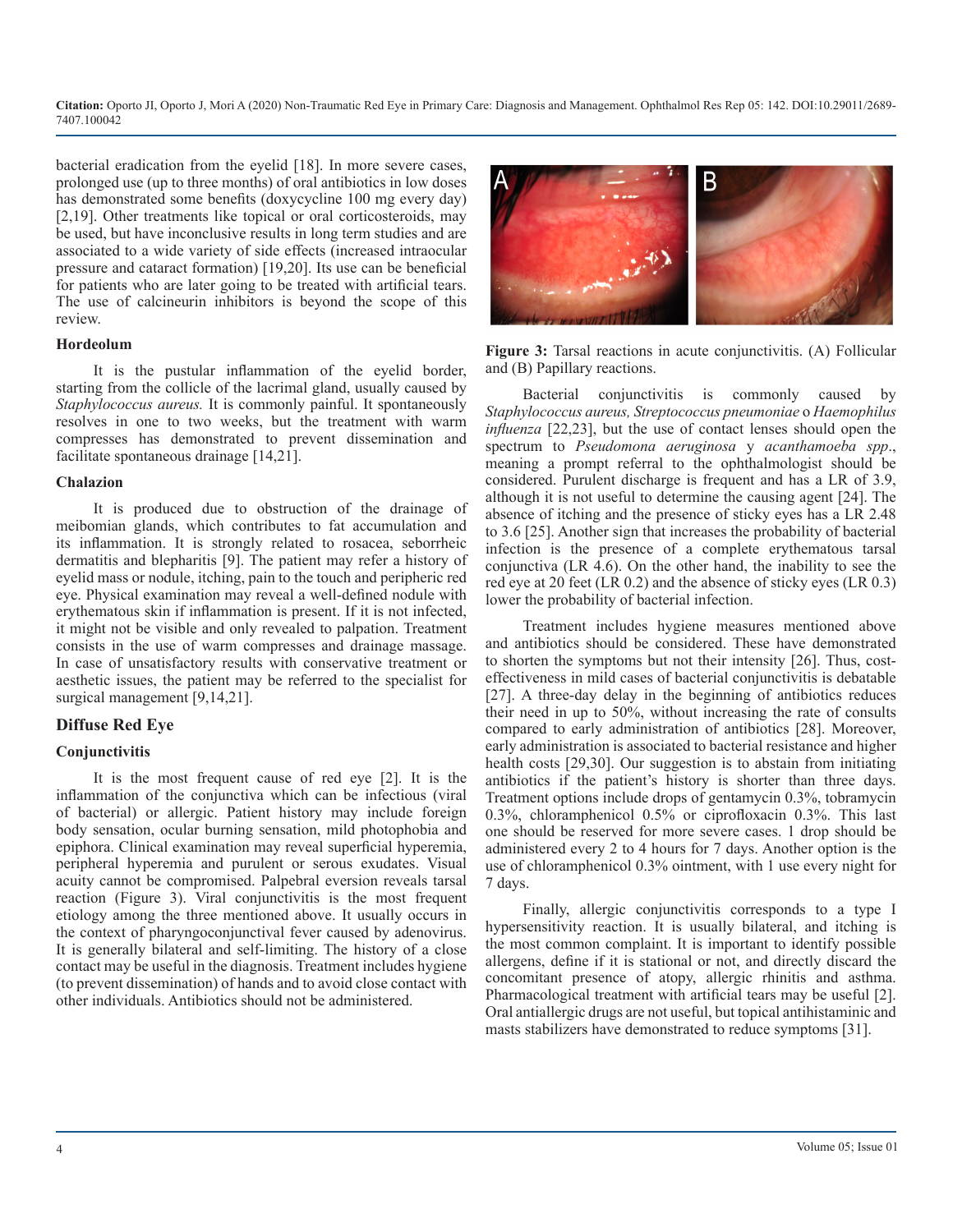bacterial eradication from the eyelid [18]. In more severe cases, prolonged use (up to three months) of oral antibiotics in low doses has demonstrated some benefits (doxycycline 100 mg every day) [2,19]. Other treatments like topical or oral corticosteroids, may be used, but have inconclusive results in long term studies and are associated to a wide variety of side effects (increased intraocular pressure and cataract formation) [19,20]. Its use can be beneficial for patients who are later going to be treated with artificial tears. The use of calcineurin inhibitors is beyond the scope of this review.

#### Hordeolum

It is the pustular inflammation of the eyelid border, starting from the collicle of the lacrimal gland, usually caused by *Staphylococcus aureus.* It is commonly painful. It spontaneously resolves in one to two weeks, but the treatment with warm compresses has demonstrated to prevent dissemination and facilitate spontaneous drainage [14,21].

#### Chalazion

It is produced due to obstruction of the drainage of meibomian glands, which contributes to fat accumulation and its inflammation. It is strongly related to rosacea, seborrheic dermatitis and blepharitis [9]. The patient may refer a history of eyelid mass or nodule, itching, pain to the touch and peripheric red eye. Physical examination may reveal a well-defined nodule with erythematous skin if inflammation is present. If it is not infected, it might not be visible and only revealed to palpation. Treatment consists in the use of warm compresses and drainage massage. In case of unsatisfactory results with conservative treatment or aesthetic issues, the patient may be referred to the specialist for surgical management [9,14,21].

### Diffuse Red Eye

#### Conjunctivitis

It is the most frequent cause of red eye [2]. It is the inflammation of the conjunctiva which can be infectious (viral of bacterial) or allergic. Patient history may include foreign body sensation, ocular burning sensation, mild photophobia and epiphora. Clinical examination may reveal superficial hyperemia, peripheral hyperemia and purulent or serous exudates. Visual acuity cannot be compromised. Palpebral eversion reveals tarsal reaction (Figure 3). Viral conjunctivitis is the most frequent etiology among the three mentioned above. It usually occurs in the context of pharyngoconjunctival fever caused by adenovirus. It is generally bilateral and self-limiting. The history of a close contact may be useful in the diagnosis. Treatment includes hygiene (to prevent dissemination) of hands and to avoid close contact with other individuals. Antibiotics should not be administered.

**Figure 3:** Tarsal reactions in acute conjunctivitis. (A) Follicular and (B) Papillary reactions.

Bacterial conjunctivitis is commonly caused by *Staphylococcus aureus, Streptococcus pneumoniae* o *Haemophilus influenza* [22,23], but the use of contact lenses should open the spectrum to *Pseudomona aeruginosa* y *acanthamoeba spp*., meaning a prompt referral to the ophthalmologist should be considered. Purulent discharge is frequent and has a LR of 3.9, although it is not useful to determine the causing agent [24]. The absence of itching and the presence of sticky eyes has a LR 2.48 to 3.6 [25]. Another sign that increases the probability of bacterial infection is the presence of a complete erythematous tarsal conjunctiva (LR 4.6). On the other hand, the inability to see the red eye at 20 feet (LR 0.2) and the absence of sticky eyes (LR 0.3) lower the probability of bacterial infection.

Treatment includes hygiene measures mentioned above and antibiotics should be considered. These have demonstrated to shorten the symptoms but not their intensity [26]. Thus, cost-effectiveness in mild cases of bacterial conjunctivitis is debatable [27]. A three-day delay in the beginning of antibiotics reduces their need in up to 50%, without increasing the rate of consults compared to early administration of antibiotics [28]. Moreover, early administration is associated to bacterial resistance and higher health costs [29,30]. Our suggestion is to abstain from initiating antibiotics if the patient's history is shorter than three days. Treatment options include drops of gentamycin 0.3%, tobramycin 0.3%, chloramphenicol 0.5% or ciprofloxacin 0.3%. This last one should be reserved for more severe cases. 1 drop should be administered every 2 to 4 hours for 7 days. Another option is the use of chloramphenicol 0.3% ointment, with 1 use every night for 7 days.

Finally, allergic conjunctivitis corresponds to a type I hypersensitivity reaction. It is usually bilateral, and itching is the most common complaint. It is important to identify possible allergens, define if it is stational or not, and directly discard the concomitant presence of atopy, allergic rhinitis and asthma. Pharmacological treatment with artificial tears may be useful [2]. Oral antiallergic drugs are not useful, but topical antihistaminic and masts stabilizers have demonstrated to reduce symptoms [31].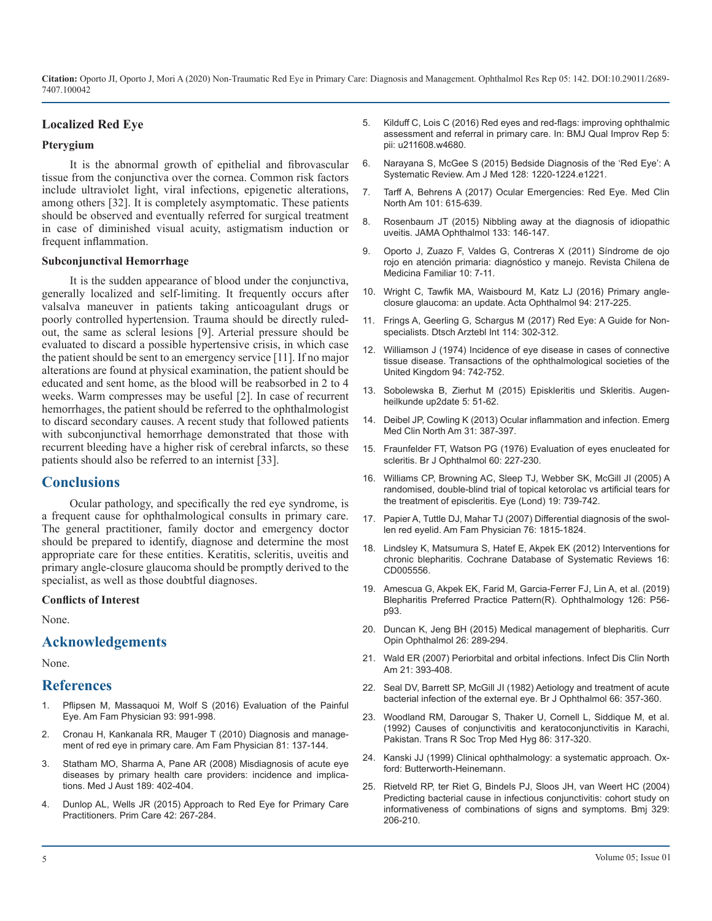### Localized Red Eye

#### Pterygium

It is the abnormal growth of epithelial and fibrovascular tissue from the conjunctiva over the cornea. Common risk factors include ultraviolet light, viral infections, epigenetic alterations, among others [32]. It is completely asymptomatic. These patients should be observed and eventually referred for surgical treatment in case of diminished visual acuity, astigmatism induction or frequent inflammation.

#### Subconjunctival Hemorrhage

It is the sudden appearance of blood under the conjunctiva, generally localized and self-limiting. It frequently occurs after valsalva maneuver in patients taking anticoagulant drugs or poorly controlled hypertension. Trauma should be directly ruled-out, the same as scleral lesions [9]. Arterial pressure should be evaluated to discard a possible hypertensive crisis, in which case the patient should be sent to an emergency service [11]. If no major alterations are found at physical examination, the patient should be educated and sent home, as the blood will be reabsorbed in 2 to 4 weeks. Warm compresses may be useful [2]. In case of recurrent hemorrhages, the patient should be referred to the ophthalmologist to discard secondary causes. A recent study that followed patients with subconjunctival hemorrhage demonstrated that those with recurrent bleeding have a higher risk of cerebral infarcts, so these patients should also be referred to an internist [33].

## Conclusions

Ocular pathology, and specifically the red eye syndrome, is a frequent cause for ophthalmological consults in primary care. The general practitioner, family doctor and emergency doctor should be prepared to identify, diagnose and determine the most appropriate care for these entities. Keratitis, scleritis, uveitis and primary angle-closure glaucoma should be promptly derived to the specialist, as well as those doubtful diagnoses.

#### Conflicts of Interest

None.

## Acknowledgements

None.

## References

1. Pflipsen M, Massaquoi M, Wolf S (2016) Evaluation of the Painful Eye. Am Fam Physician 93: 991-998.
2. Cronau H, Kankanala RR, Mauger T (2010) Diagnosis and management of red eye in primary care. Am Fam Physician 81: 137-144.
3. Statham MO, Sharma A, Pane AR (2008) Misdiagnosis of acute eye diseases by primary health care providers: incidence and implications. Med J Aust 189: 402-404.
4. Dunlop AL, Wells JR (2015) Approach to Red Eye for Primary Care Practitioners. Prim Care 42: 267-284.
5. Kilduff C, Lois C (2016) Red eyes and red-flags: improving ophthalmic assessment and referral in primary care. In: BMJ Qual Improv Rep 5: pii: u211608.w4680.
6. Narayana S, McGee S (2015) Bedside Diagnosis of the 'Red Eye': A Systematic Review. Am J Med 128: 1220-1224.e1221.
7. Tarff A, Behrens A (2017) Ocular Emergencies: Red Eye. Med Clin North Am 101: 615-639.
8. Rosenbaum JT (2015) Nibbling away at the diagnosis of idiopathic uveitis. JAMA Ophthalmol 133: 146-147.
9. Oporto J, Zuazo F, Valdes G, Contreras X (2011) Síndrome de ojo rojo en atención primaria: diagnóstico y manejo. Revista Chilena de Medicina Familiar 10: 7-11.
10. Wright C, Tawfik MA, Waisbourd M, Katz LJ (2016) Primary angle-closure glaucoma: an update. Acta Ophthalmol 94: 217-225.
11. Frings A, Geerling G, Schargus M (2017) Red Eye: A Guide for Non-specialists. Dtsch Arztebl Int 114: 302-312.
12. Williamson J (1974) Incidence of eye disease in cases of connective tissue disease. Transactions of the ophthalmological societies of the United Kingdom 94: 742-752.
13. Sobolewska B, Zierhut M (2015) Episkleritis und Skleritis. Augenheilkunde up2date 5: 51-62.
14. Deibel JP, Cowling K (2013) Ocular inflammation and infection. Emerg Med Clin North Am 31: 387-397.
15. Fraunfelder FT, Watson PG (1976) Evaluation of eyes enucleated for scleritis. Br J Ophthalmol 60: 227-230.
16. Williams CP, Browning AC, Sleep TJ, Webber SK, McGill JI (2005) A randomised, double-blind trial of topical ketorolac vs artificial tears for the treatment of episcleritis. Eye (Lond) 19: 739-742.
17. Papier A, Tuttle DJ, Mahar TJ (2007) Differential diagnosis of the swollen red eyelid. Am Fam Physician 76: 1815-1824.
18. Lindsley K, Matsumura S, Hatef E, Akpek EK (2012) Interventions for chronic blepharitis. Cochrane Database of Systematic Reviews 16: CD005556.
19. Amescua G, Akpek EK, Farid M, Garcia-Ferrer FJ, Lin A, et al. (2019) Blepharitis Preferred Practice Pattern(R). Ophthalmology 126: P56-p93.
20. Duncan K, Jeng BH (2015) Medical management of blepharitis. Curr Opin Ophthalmol 26: 289-294.
21. Wald ER (2007) Periorbital and orbital infections. Infect Dis Clin North Am 21: 393-408.
22. Seal DV, Barrett SP, McGill JI (1982) Aetiology and treatment of acute bacterial infection of the external eye. Br J Ophthalmol 66: 357-360.
23. Woodland RM, Darougar S, Thaker U, Cornell L, Siddique M, et al. (1992) Causes of conjunctivitis and keratoconjunctivitis in Karachi, Pakistan. Trans R Soc Trop Med Hyg 86: 317-320.
24. Kanski JJ (1999) Clinical ophthalmology: a systematic approach. Oxford: Butterworth-Heinemann.
25. Rietveld RP, ter Riet G, Bindels PJ, Sloos JH, van Weert HC (2004) Predicting bacterial cause in infectious conjunctivitis: cohort study on informativeness of combinations of signs and symptoms. Bmj 329: 206-210.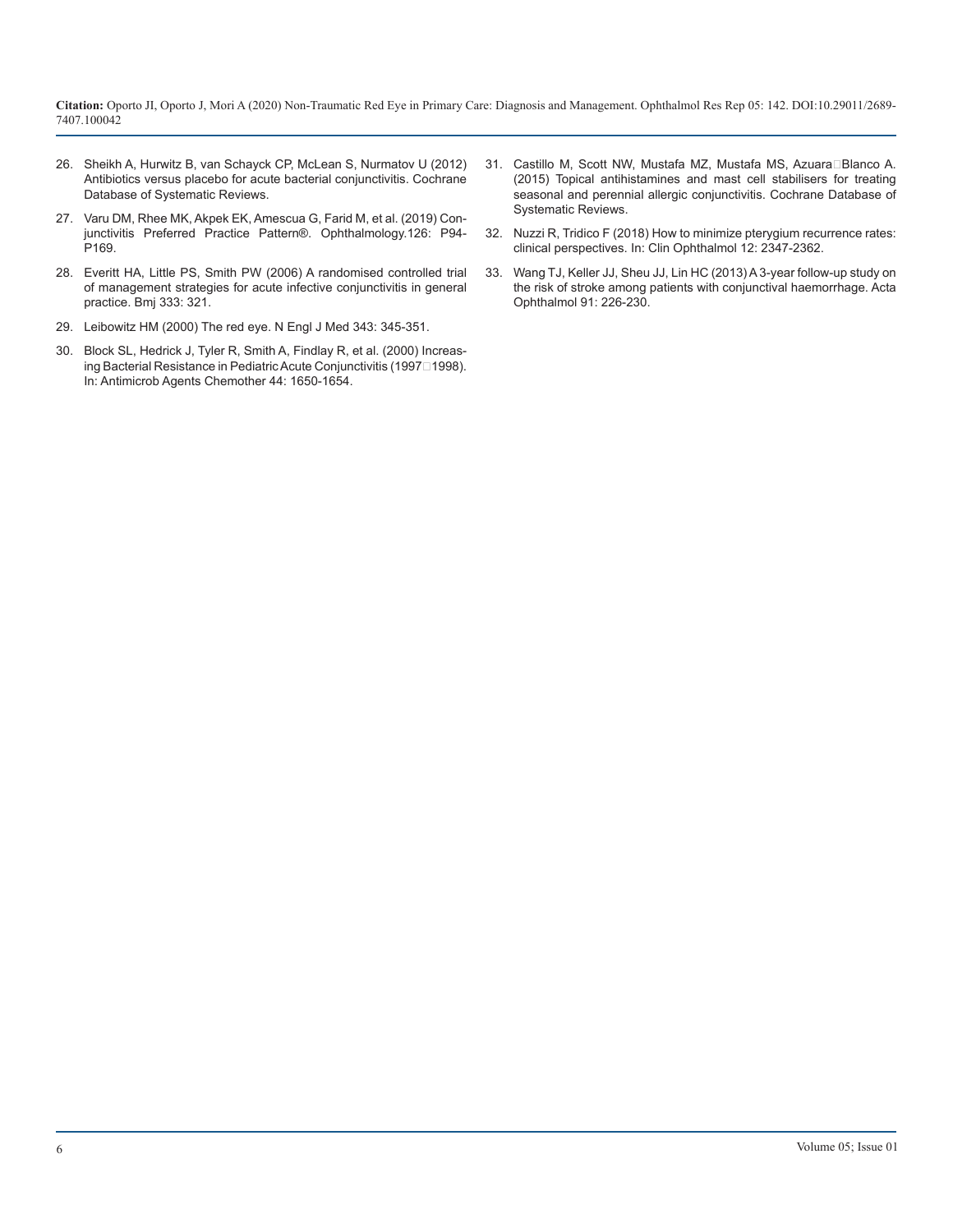26. Sheikh A, Hurwitz B, van Schayck CP, McLean S, Nurmatov U (2012) Antibiotics versus placebo for acute bacterial conjunctivitis. Cochrane Database of Systematic Reviews.

27. Varu DM, Rhee MK, Akpek EK, Amescua G, Farid M, et al. (2019) Conjunctivitis Preferred Practice Pattern®. Ophthalmology.126: P94-P169.

28. Everitt HA, Little PS, Smith PW (2006) A randomised controlled trial of management strategies for acute infective conjunctivitis in general practice. Bmj 333: 321.

29. Leibowitz HM (2000) The red eye. N Engl J Med 343: 345-351.

30. Block SL, Hedrick J, Tyler R, Smith A, Findlay R, et al. (2000) Increasing Bacterial Resistance in Pediatric Acute Conjunctivitis (1997□1998). In: Antimicrob Agents Chemother 44: 1650-1654.

31. Castillo M, Scott NW, Mustafa MZ, Mustafa MS, Azuara□Blanco A. (2015) Topical antihistamines and mast cell stabilisers for treating seasonal and perennial allergic conjunctivitis. Cochrane Database of Systematic Reviews.

32. Nuzzi R, Tridico F (2018) How to minimize pterygium recurrence rates: clinical perspectives. In: Clin Ophthalmol 12: 2347-2362.

33. Wang TJ, Keller JJ, Sheu JJ, Lin HC (2013) A 3-year follow-up study on the risk of stroke among patients with conjunctival haemorrhage. Acta Ophthalmol 91: 226-230.